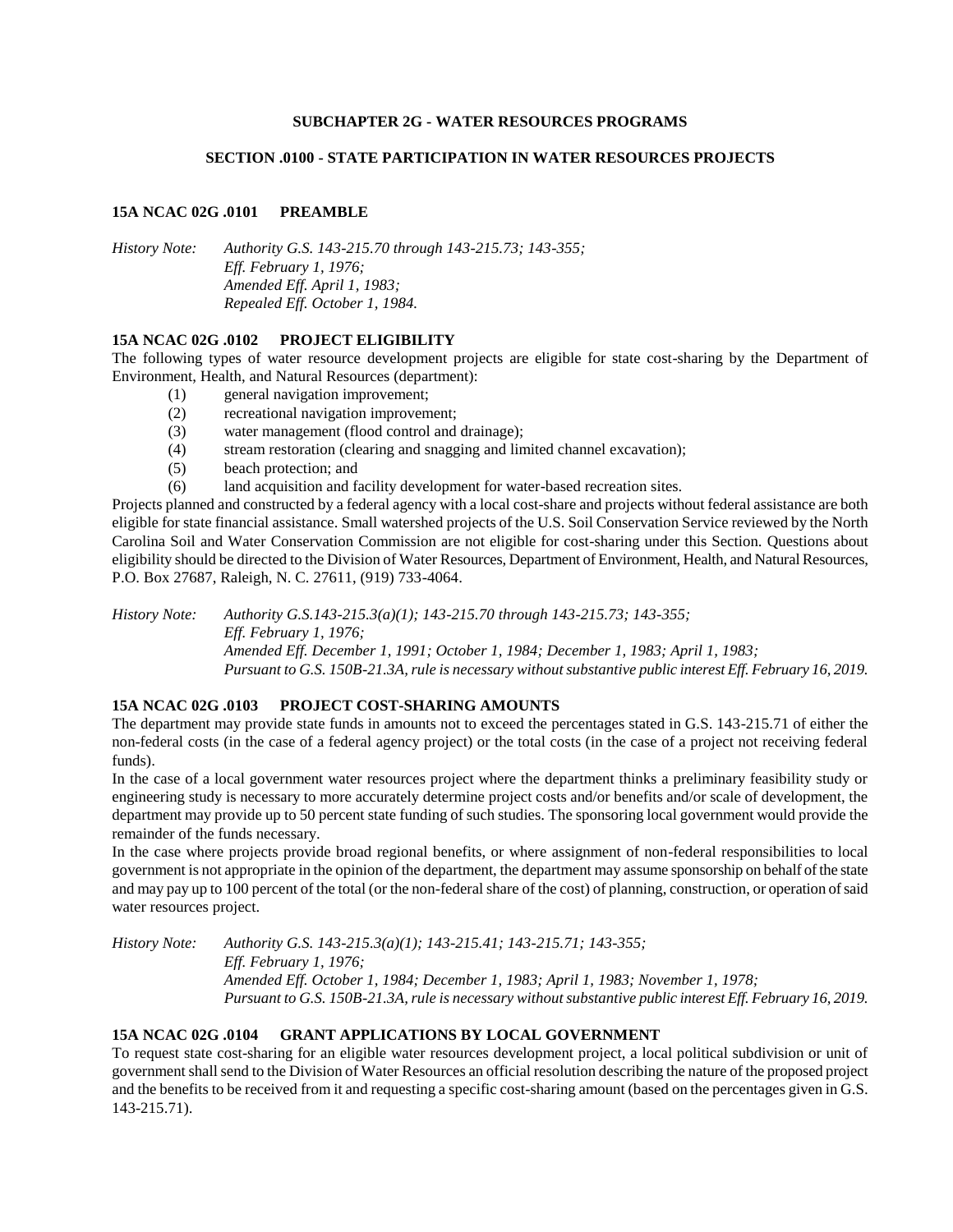## SUBCHAPTER 2G - WATER RESOURCES PROGRAMS

## SECTION .0100 - STATE PARTICIPATION IN WATER RESOURCES PROJECTS

### 15A NCAC 02G .0101 PREAMBLE

*History Note: Authority G.S. 143-215.70 through 143-215.73; 143-355;*
*Eff. February 1, 1976;*
*Amended Eff. April 1, 1983;*
*Repealed Eff. October 1, 1984.*

### 15A NCAC 02G .0102 PROJECT ELIGIBILITY

The following types of water resource development projects are eligible for state cost-sharing by the Department of Environment, Health, and Natural Resources (department):

(1) general navigation improvement;
(2) recreational navigation improvement;
(3) water management (flood control and drainage);
(4) stream restoration (clearing and snagging and limited channel excavation);
(5) beach protection; and
(6) land acquisition and facility development for water-based recreation sites.

Projects planned and constructed by a federal agency with a local cost-share and projects without federal assistance are both eligible for state financial assistance. Small watershed projects of the U.S. Soil Conservation Service reviewed by the North Carolina Soil and Water Conservation Commission are not eligible for cost-sharing under this Section. Questions about eligibility should be directed to the Division of Water Resources, Department of Environment, Health, and Natural Resources, P.O. Box 27687, Raleigh, N. C. 27611, (919) 733-4064.

*History Note: Authority G.S.143-215.3(a)(1); 143-215.70 through 143-215.73; 143-355;*
*Eff. February 1, 1976;*
*Amended Eff. December 1, 1991; October 1, 1984; December 1, 1983; April 1, 1983;*
*Pursuant to G.S. 150B-21.3A, rule is necessary without substantive public interest Eff. February 16, 2019.*

### 15A NCAC 02G .0103 PROJECT COST-SHARING AMOUNTS

The department may provide state funds in amounts not to exceed the percentages stated in G.S. 143-215.71 of either the non-federal costs (in the case of a federal agency project) or the total costs (in the case of a project not receiving federal funds).

In the case of a local government water resources project where the department thinks a preliminary feasibility study or engineering study is necessary to more accurately determine project costs and/or benefits and/or scale of development, the department may provide up to 50 percent state funding of such studies. The sponsoring local government would provide the remainder of the funds necessary.

In the case where projects provide broad regional benefits, or where assignment of non-federal responsibilities to local government is not appropriate in the opinion of the department, the department may assume sponsorship on behalf of the state and may pay up to 100 percent of the total (or the non-federal share of the cost) of planning, construction, or operation of said water resources project.

*History Note: Authority G.S. 143-215.3(a)(1); 143-215.41; 143-215.71; 143-355;*
*Eff. February 1, 1976;*
*Amended Eff. October 1, 1984; December 1, 1983; April 1, 1983; November 1, 1978;*
*Pursuant to G.S. 150B-21.3A, rule is necessary without substantive public interest Eff. February 16, 2019.*

### 15A NCAC 02G .0104 GRANT APPLICATIONS BY LOCAL GOVERNMENT

To request state cost-sharing for an eligible water resources development project, a local political subdivision or unit of government shall send to the Division of Water Resources an official resolution describing the nature of the proposed project and the benefits to be received from it and requesting a specific cost-sharing amount (based on the percentages given in G.S. 143-215.71).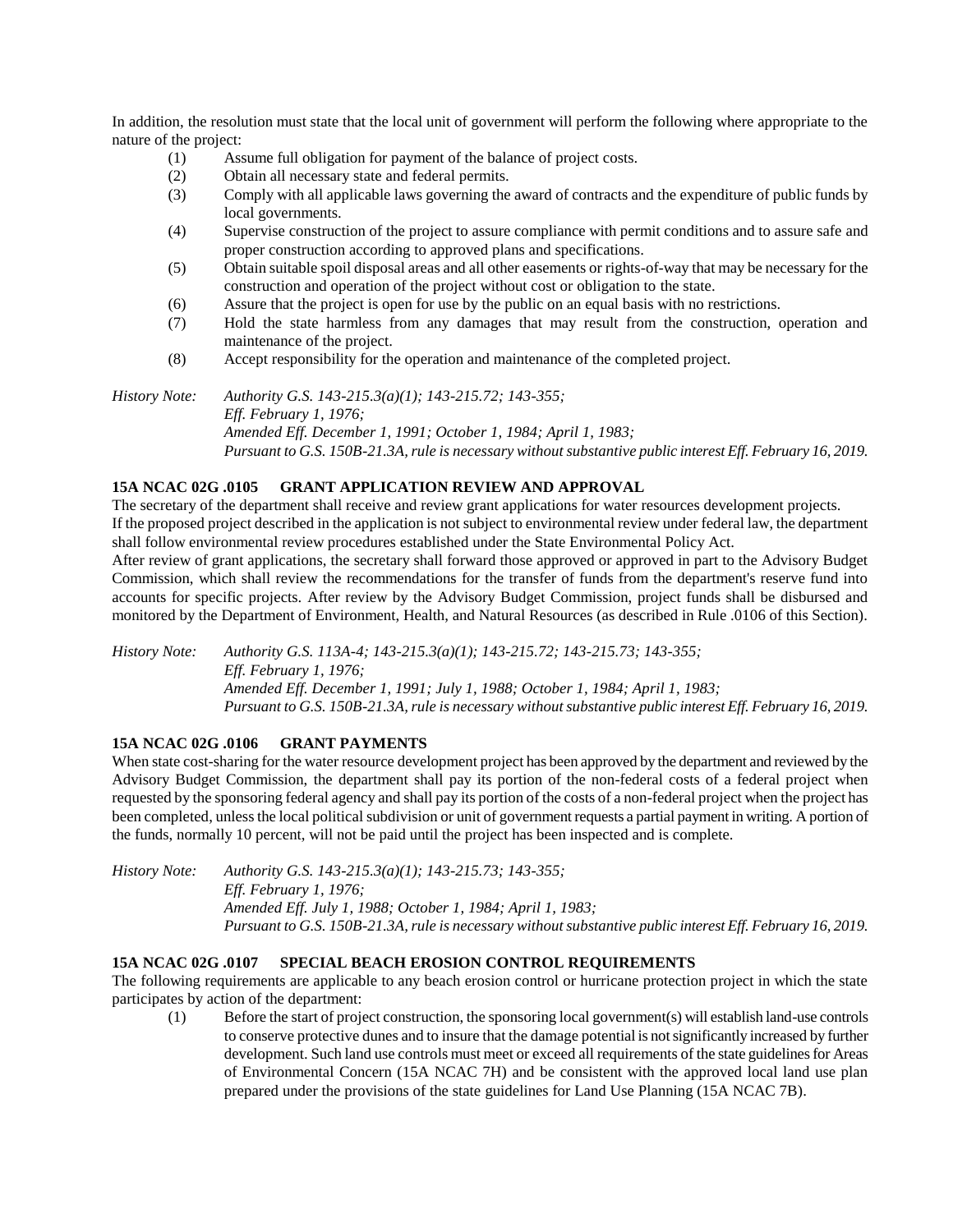In addition, the resolution must state that the local unit of government will perform the following where appropriate to the nature of the project:

(1) Assume full obligation for payment of the balance of project costs.
(2) Obtain all necessary state and federal permits.
(3) Comply with all applicable laws governing the award of contracts and the expenditure of public funds by local governments.
(4) Supervise construction of the project to assure compliance with permit conditions and to assure safe and proper construction according to approved plans and specifications.
(5) Obtain suitable spoil disposal areas and all other easements or rights-of-way that may be necessary for the construction and operation of the project without cost or obligation to the state.
(6) Assure that the project is open for use by the public on an equal basis with no restrictions.
(7) Hold the state harmless from any damages that may result from the construction, operation and maintenance of the project.
(8) Accept responsibility for the operation and maintenance of the completed project.

*History Note: Authority G.S. 143-215.3(a)(1); 143-215.72; 143-355;*
*Eff. February 1, 1976;*
*Amended Eff. December 1, 1991; October 1, 1984; April 1, 1983;*
*Pursuant to G.S. 150B-21.3A, rule is necessary without substantive public interest Eff. February 16, 2019.*

### 15A NCAC 02G .0105 GRANT APPLICATION REVIEW AND APPROVAL

The secretary of the department shall receive and review grant applications for water resources development projects.

If the proposed project described in the application is not subject to environmental review under federal law, the department shall follow environmental review procedures established under the State Environmental Policy Act.

After review of grant applications, the secretary shall forward those approved or approved in part to the Advisory Budget Commission, which shall review the recommendations for the transfer of funds from the department's reserve fund into accounts for specific projects. After review by the Advisory Budget Commission, project funds shall be disbursed and monitored by the Department of Environment, Health, and Natural Resources (as described in Rule .0106 of this Section).

*History Note: Authority G.S. 113A-4; 143-215.3(a)(1); 143-215.72; 143-215.73; 143-355;*
*Eff. February 1, 1976;*
*Amended Eff. December 1, 1991; July 1, 1988; October 1, 1984; April 1, 1983;*
*Pursuant to G.S. 150B-21.3A, rule is necessary without substantive public interest Eff. February 16, 2019.*

### 15A NCAC 02G .0106 GRANT PAYMENTS

When state cost-sharing for the water resource development project has been approved by the department and reviewed by the Advisory Budget Commission, the department shall pay its portion of the non-federal costs of a federal project when requested by the sponsoring federal agency and shall pay its portion of the costs of a non-federal project when the project has been completed, unless the local political subdivision or unit of government requests a partial payment in writing. A portion of the funds, normally 10 percent, will not be paid until the project has been inspected and is complete.

*History Note: Authority G.S. 143-215.3(a)(1); 143-215.73; 143-355;*
*Eff. February 1, 1976;*
*Amended Eff. July 1, 1988; October 1, 1984; April 1, 1983;*
*Pursuant to G.S. 150B-21.3A, rule is necessary without substantive public interest Eff. February 16, 2019.*

### 15A NCAC 02G .0107 SPECIAL BEACH EROSION CONTROL REQUIREMENTS

The following requirements are applicable to any beach erosion control or hurricane protection project in which the state participates by action of the department:

(1) Before the start of project construction, the sponsoring local government(s) will establish land-use controls to conserve protective dunes and to insure that the damage potential is not significantly increased by further development. Such land use controls must meet or exceed all requirements of the state guidelines for Areas of Environmental Concern (15A NCAC 7H) and be consistent with the approved local land use plan prepared under the provisions of the state guidelines for Land Use Planning (15A NCAC 7B).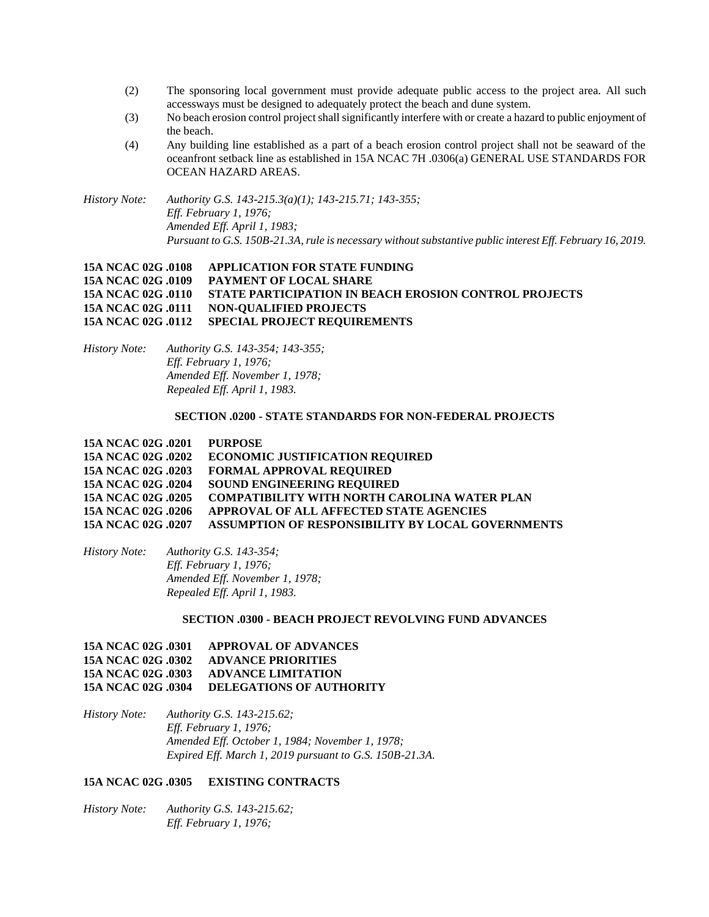(2) The sponsoring local government must provide adequate public access to the project area. All such accessways must be designed to adequately protect the beach and dune system.

(3) No beach erosion control project shall significantly interfere with or create a hazard to public enjoyment of the beach.

(4) Any building line established as a part of a beach erosion control project shall not be seaward of the oceanfront setback line as established in 15A NCAC 7H .0306(a) GENERAL USE STANDARDS FOR OCEAN HAZARD AREAS.

*History Note: Authority G.S. 143-215.3(a)(1); 143-215.71; 143-355;*
*Eff. February 1, 1976;*
*Amended Eff. April 1, 1983;*
*Pursuant to G.S. 150B-21.3A, rule is necessary without substantive public interest Eff. February 16, 2019.*

**15A NCAC 02G .0108 APPLICATION FOR STATE FUNDING**
**15A NCAC 02G .0109 PAYMENT OF LOCAL SHARE**
**15A NCAC 02G .0110 STATE PARTICIPATION IN BEACH EROSION CONTROL PROJECTS**
**15A NCAC 02G .0111 NON-QUALIFIED PROJECTS**
**15A NCAC 02G .0112 SPECIAL PROJECT REQUIREMENTS**

*History Note: Authority G.S. 143-354; 143-355;*
*Eff. February 1, 1976;*
*Amended Eff. November 1, 1978;*
*Repealed Eff. April 1, 1983.*

## SECTION .0200 - STATE STANDARDS FOR NON-FEDERAL PROJECTS

**15A NCAC 02G .0201 PURPOSE**
**15A NCAC 02G .0202 ECONOMIC JUSTIFICATION REQUIRED**
**15A NCAC 02G .0203 FORMAL APPROVAL REQUIRED**
**15A NCAC 02G .0204 SOUND ENGINEERING REQUIRED**
**15A NCAC 02G .0205 COMPATIBILITY WITH NORTH CAROLINA WATER PLAN**
**15A NCAC 02G .0206 APPROVAL OF ALL AFFECTED STATE AGENCIES**
**15A NCAC 02G .0207 ASSUMPTION OF RESPONSIBILITY BY LOCAL GOVERNMENTS**

*History Note: Authority G.S. 143-354;*
*Eff. February 1, 1976;*
*Amended Eff. November 1, 1978;*
*Repealed Eff. April 1, 1983.*

## SECTION .0300 - BEACH PROJECT REVOLVING FUND ADVANCES

**15A NCAC 02G .0301 APPROVAL OF ADVANCES**
**15A NCAC 02G .0302 ADVANCE PRIORITIES**
**15A NCAC 02G .0303 ADVANCE LIMITATION**
**15A NCAC 02G .0304 DELEGATIONS OF AUTHORITY**

*History Note: Authority G.S. 143-215.62;*
*Eff. February 1, 1976;*
*Amended Eff. October 1, 1984; November 1, 1978;*
*Expired Eff. March 1, 2019 pursuant to G.S. 150B-21.3A.*

**15A NCAC 02G .0305 EXISTING CONTRACTS**

*History Note: Authority G.S. 143-215.62;*
*Eff. February 1, 1976;*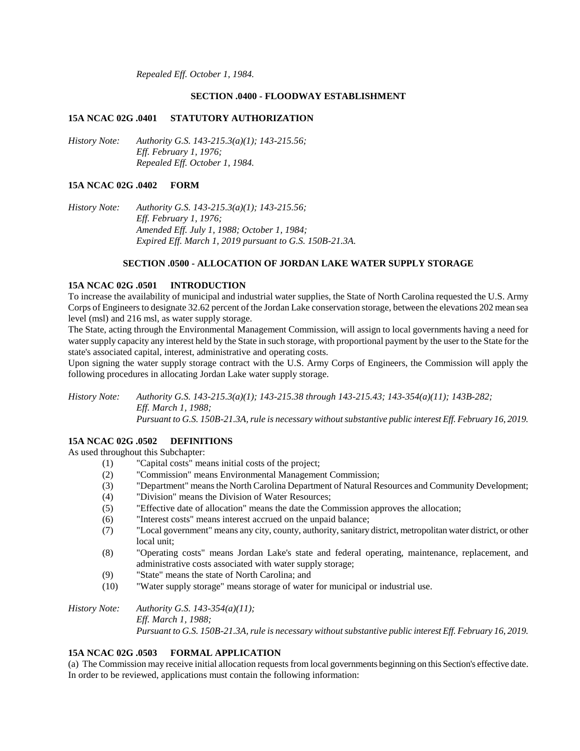*Repealed Eff. October 1, 1984.*

**SECTION .0400 - FLOODWAY ESTABLISHMENT**

**15A NCAC 02G .0401 STATUTORY AUTHORIZATION**

*History Note: Authority G.S. 143-215.3(a)(1); 143-215.56;*
*Eff. February 1, 1976;*
*Repealed Eff. October 1, 1984.*

**15A NCAC 02G .0402 FORM**

*History Note: Authority G.S. 143-215.3(a)(1); 143-215.56;*
*Eff. February 1, 1976;*
*Amended Eff. July 1, 1988; October 1, 1984;*
*Expired Eff. March 1, 2019 pursuant to G.S. 150B-21.3A.*

**SECTION .0500 - ALLOCATION OF JORDAN LAKE WATER SUPPLY STORAGE**

**15A NCAC 02G .0501 INTRODUCTION**

To increase the availability of municipal and industrial water supplies, the State of North Carolina requested the U.S. Army Corps of Engineers to designate 32.62 percent of the Jordan Lake conservation storage, between the elevations 202 mean sea level (msl) and 216 msl, as water supply storage.

The State, acting through the Environmental Management Commission, will assign to local governments having a need for water supply capacity any interest held by the State in such storage, with proportional payment by the user to the State for the state's associated capital, interest, administrative and operating costs.

Upon signing the water supply storage contract with the U.S. Army Corps of Engineers, the Commission will apply the following procedures in allocating Jordan Lake water supply storage.

*History Note: Authority G.S. 143-215.3(a)(1); 143-215.38 through 143-215.43; 143-354(a)(11); 143B-282;*
*Eff. March 1, 1988;*
*Pursuant to G.S. 150B-21.3A, rule is necessary without substantive public interest Eff. February 16, 2019.*

**15A NCAC 02G .0502 DEFINITIONS**

As used throughout this Subchapter:

(1) "Capital costs" means initial costs of the project;
(2) "Commission" means Environmental Management Commission;
(3) "Department" means the North Carolina Department of Natural Resources and Community Development;
(4) "Division" means the Division of Water Resources;
(5) "Effective date of allocation" means the date the Commission approves the allocation;
(6) "Interest costs" means interest accrued on the unpaid balance;
(7) "Local government" means any city, county, authority, sanitary district, metropolitan water district, or other local unit;
(8) "Operating costs" means Jordan Lake's state and federal operating, maintenance, replacement, and administrative costs associated with water supply storage;
(9) "State" means the state of North Carolina; and
(10) "Water supply storage" means storage of water for municipal or industrial use.

*History Note: Authority G.S. 143-354(a)(11);*
*Eff. March 1, 1988;*
*Pursuant to G.S. 150B-21.3A, rule is necessary without substantive public interest Eff. February 16, 2019.*

**15A NCAC 02G .0503 FORMAL APPLICATION**

(a) The Commission may receive initial allocation requests from local governments beginning on this Section's effective date. In order to be reviewed, applications must contain the following information: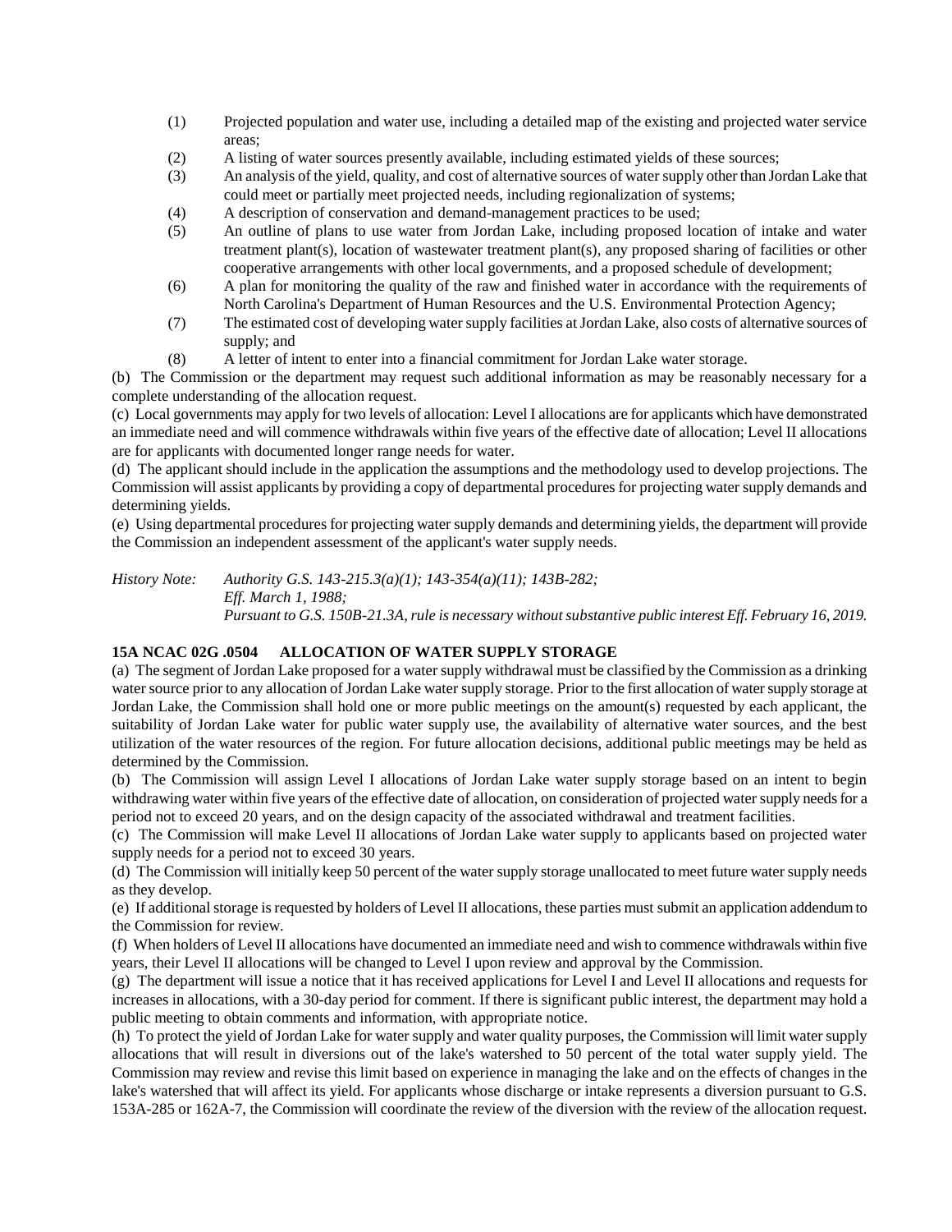(1) Projected population and water use, including a detailed map of the existing and projected water service areas;

(2) A listing of water sources presently available, including estimated yields of these sources;

(3) An analysis of the yield, quality, and cost of alternative sources of water supply other than Jordan Lake that could meet or partially meet projected needs, including regionalization of systems;

(4) A description of conservation and demand-management practices to be used;

(5) An outline of plans to use water from Jordan Lake, including proposed location of intake and water treatment plant(s), location of wastewater treatment plant(s), any proposed sharing of facilities or other cooperative arrangements with other local governments, and a proposed schedule of development;

(6) A plan for monitoring the quality of the raw and finished water in accordance with the requirements of North Carolina's Department of Human Resources and the U.S. Environmental Protection Agency;

(7) The estimated cost of developing water supply facilities at Jordan Lake, also costs of alternative sources of supply; and

(8) A letter of intent to enter into a financial commitment for Jordan Lake water storage.

(b) The Commission or the department may request such additional information as may be reasonably necessary for a complete understanding of the allocation request.

(c) Local governments may apply for two levels of allocation: Level I allocations are for applicants which have demonstrated an immediate need and will commence withdrawals within five years of the effective date of allocation; Level II allocations are for applicants with documented longer range needs for water.

(d) The applicant should include in the application the assumptions and the methodology used to develop projections. The Commission will assist applicants by providing a copy of departmental procedures for projecting water supply demands and determining yields.

(e) Using departmental procedures for projecting water supply demands and determining yields, the department will provide the Commission an independent assessment of the applicant's water supply needs.

*History Note: Authority G.S. 143-215.3(a)(1); 143-354(a)(11); 143B-282;*
*Eff. March 1, 1988;*
*Pursuant to G.S. 150B-21.3A, rule is necessary without substantive public interest Eff. February 16, 2019.*

**15A NCAC 02G .0504 ALLOCATION OF WATER SUPPLY STORAGE**

(a) The segment of Jordan Lake proposed for a water supply withdrawal must be classified by the Commission as a drinking water source prior to any allocation of Jordan Lake water supply storage. Prior to the first allocation of water supply storage at Jordan Lake, the Commission shall hold one or more public meetings on the amount(s) requested by each applicant, the suitability of Jordan Lake water for public water supply use, the availability of alternative water sources, and the best utilization of the water resources of the region. For future allocation decisions, additional public meetings may be held as determined by the Commission.

(b) The Commission will assign Level I allocations of Jordan Lake water supply storage based on an intent to begin withdrawing water within five years of the effective date of allocation, on consideration of projected water supply needs for a period not to exceed 20 years, and on the design capacity of the associated withdrawal and treatment facilities.

(c) The Commission will make Level II allocations of Jordan Lake water supply to applicants based on projected water supply needs for a period not to exceed 30 years.

(d) The Commission will initially keep 50 percent of the water supply storage unallocated to meet future water supply needs as they develop.

(e) If additional storage is requested by holders of Level II allocations, these parties must submit an application addendum to the Commission for review.

(f) When holders of Level II allocations have documented an immediate need and wish to commence withdrawals within five years, their Level II allocations will be changed to Level I upon review and approval by the Commission.

(g) The department will issue a notice that it has received applications for Level I and Level II allocations and requests for increases in allocations, with a 30-day period for comment. If there is significant public interest, the department may hold a public meeting to obtain comments and information, with appropriate notice.

(h) To protect the yield of Jordan Lake for water supply and water quality purposes, the Commission will limit water supply allocations that will result in diversions out of the lake's watershed to 50 percent of the total water supply yield. The Commission may review and revise this limit based on experience in managing the lake and on the effects of changes in the lake's watershed that will affect its yield. For applicants whose discharge or intake represents a diversion pursuant to G.S. 153A-285 or 162A-7, the Commission will coordinate the review of the diversion with the review of the allocation request.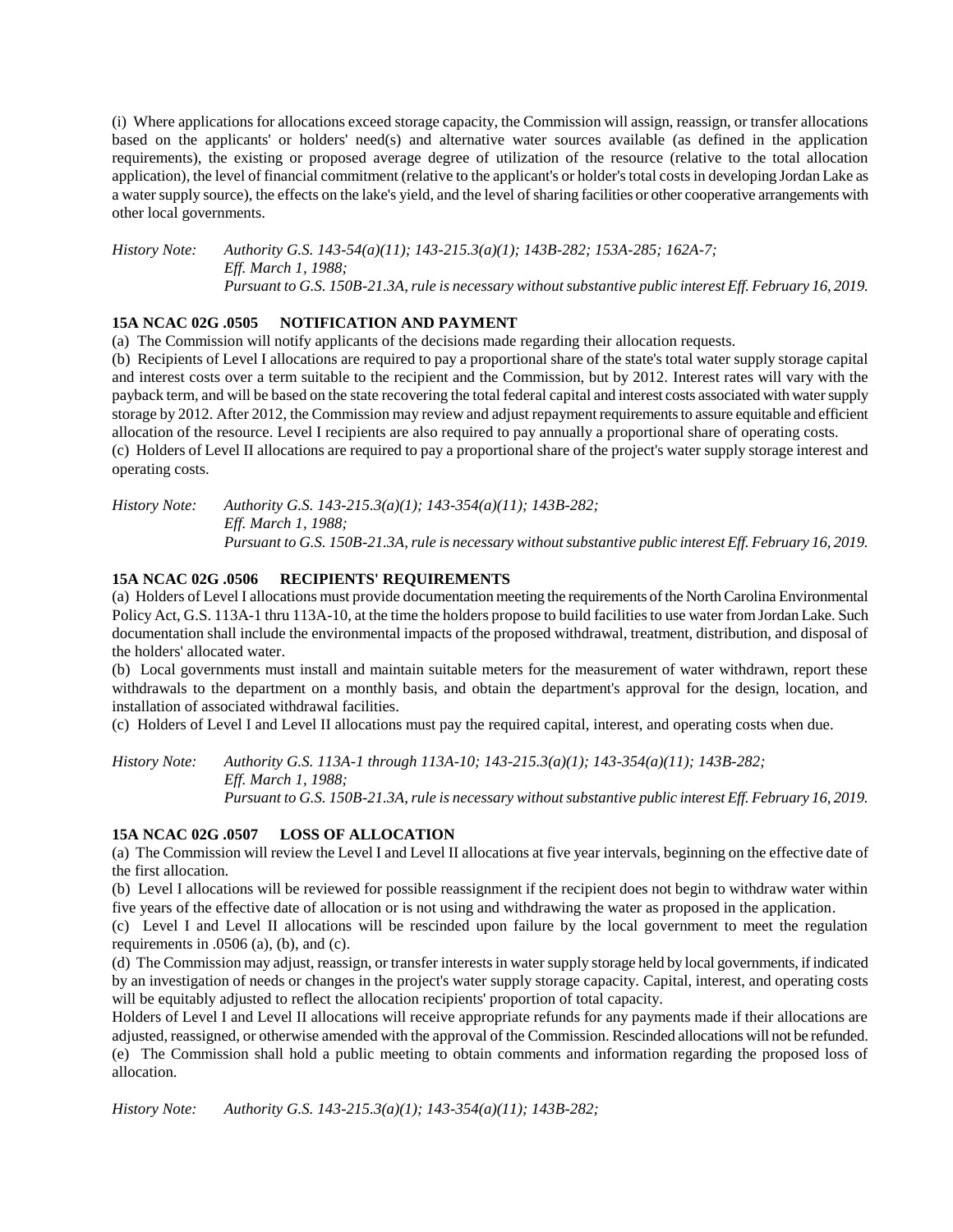(i) Where applications for allocations exceed storage capacity, the Commission will assign, reassign, or transfer allocations based on the applicants' or holders' need(s) and alternative water sources available (as defined in the application requirements), the existing or proposed average degree of utilization of the resource (relative to the total allocation application), the level of financial commitment (relative to the applicant's or holder's total costs in developing Jordan Lake as a water supply source), the effects on the lake's yield, and the level of sharing facilities or other cooperative arrangements with other local governments.

*History Note: Authority G.S. 143-54(a)(11); 143-215.3(a)(1); 143B-282; 153A-285; 162A-7;*
*Eff. March 1, 1988;*
*Pursuant to G.S. 150B-21.3A, rule is necessary without substantive public interest Eff. February 16, 2019.*

**15A NCAC 02G .0505 NOTIFICATION AND PAYMENT**

(a) The Commission will notify applicants of the decisions made regarding their allocation requests.

(b) Recipients of Level I allocations are required to pay a proportional share of the state's total water supply storage capital and interest costs over a term suitable to the recipient and the Commission, but by 2012. Interest rates will vary with the payback term, and will be based on the state recovering the total federal capital and interest costs associated with water supply storage by 2012. After 2012, the Commission may review and adjust repayment requirements to assure equitable and efficient allocation of the resource. Level I recipients are also required to pay annually a proportional share of operating costs.

(c) Holders of Level II allocations are required to pay a proportional share of the project's water supply storage interest and operating costs.

*History Note: Authority G.S. 143-215.3(a)(1); 143-354(a)(11); 143B-282;*
*Eff. March 1, 1988;*
*Pursuant to G.S. 150B-21.3A, rule is necessary without substantive public interest Eff. February 16, 2019.*

**15A NCAC 02G .0506 RECIPIENTS' REQUIREMENTS**

(a) Holders of Level I allocations must provide documentation meeting the requirements of the North Carolina Environmental Policy Act, G.S. 113A-1 thru 113A-10, at the time the holders propose to build facilities to use water from Jordan Lake. Such documentation shall include the environmental impacts of the proposed withdrawal, treatment, distribution, and disposal of the holders' allocated water.

(b) Local governments must install and maintain suitable meters for the measurement of water withdrawn, report these withdrawals to the department on a monthly basis, and obtain the department's approval for the design, location, and installation of associated withdrawal facilities.

(c) Holders of Level I and Level II allocations must pay the required capital, interest, and operating costs when due.

*History Note: Authority G.S. 113A-1 through 113A-10; 143-215.3(a)(1); 143-354(a)(11); 143B-282;*
*Eff. March 1, 1988;*
*Pursuant to G.S. 150B-21.3A, rule is necessary without substantive public interest Eff. February 16, 2019.*

**15A NCAC 02G .0507 LOSS OF ALLOCATION**

(a) The Commission will review the Level I and Level II allocations at five year intervals, beginning on the effective date of the first allocation.

(b) Level I allocations will be reviewed for possible reassignment if the recipient does not begin to withdraw water within five years of the effective date of allocation or is not using and withdrawing the water as proposed in the application.

(c) Level I and Level II allocations will be rescinded upon failure by the local government to meet the regulation requirements in .0506 (a), (b), and (c).

(d) The Commission may adjust, reassign, or transfer interests in water supply storage held by local governments, if indicated by an investigation of needs or changes in the project's water supply storage capacity. Capital, interest, and operating costs will be equitably adjusted to reflect the allocation recipients' proportion of total capacity.

Holders of Level I and Level II allocations will receive appropriate refunds for any payments made if their allocations are adjusted, reassigned, or otherwise amended with the approval of the Commission. Rescinded allocations will not be refunded.

(e) The Commission shall hold a public meeting to obtain comments and information regarding the proposed loss of allocation.

*History Note: Authority G.S. 143-215.3(a)(1); 143-354(a)(11); 143B-282;*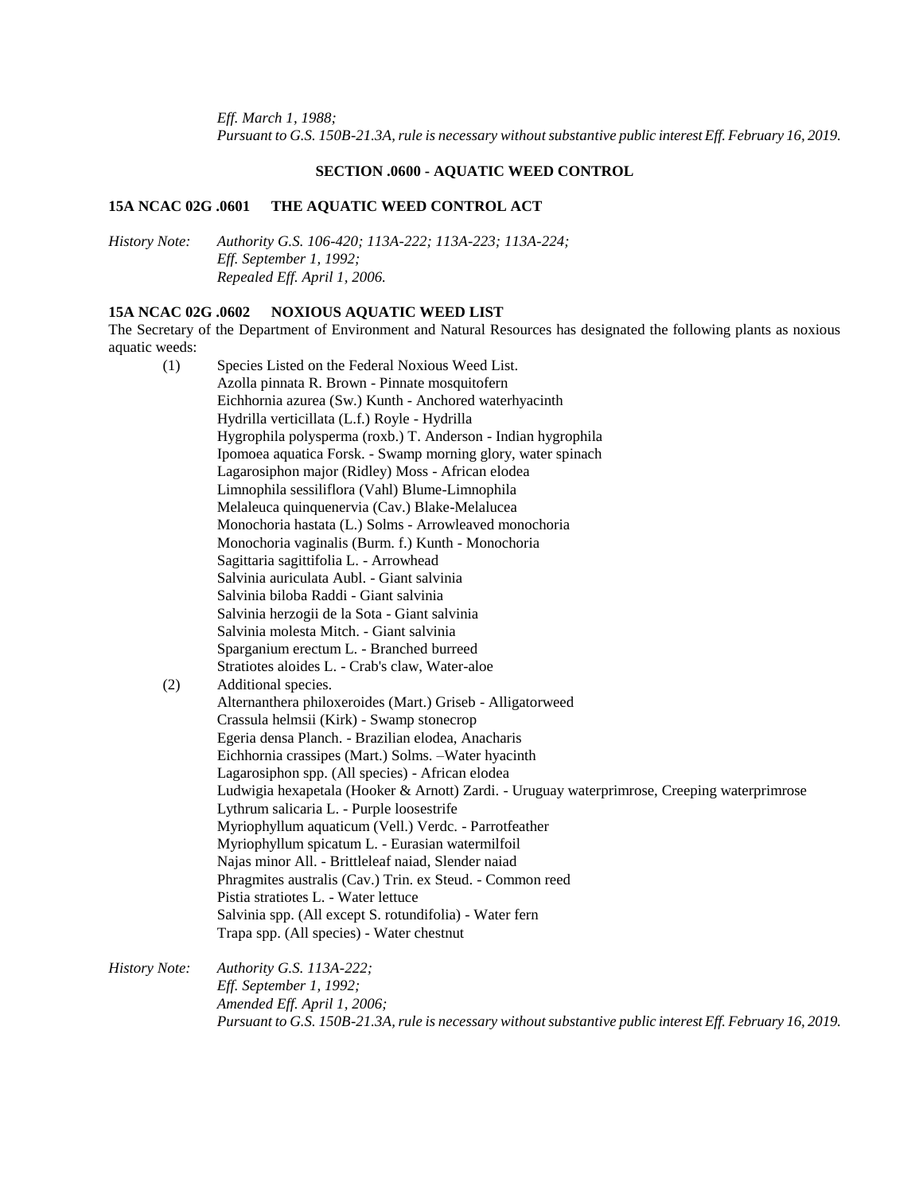*Eff. March 1, 1988;*
*Pursuant to G.S. 150B-21.3A, rule is necessary without substantive public interest Eff. February 16, 2019.*

## SECTION .0600 - AQUATIC WEED CONTROL

### 15A NCAC 02G .0601 THE AQUATIC WEED CONTROL ACT

*History Note: Authority G.S. 106-420; 113A-222; 113A-223; 113A-224;*
*Eff. September 1, 1992;*
*Repealed Eff. April 1, 2006.*

### 15A NCAC 02G .0602 NOXIOUS AQUATIC WEED LIST

The Secretary of the Department of Environment and Natural Resources has designated the following plants as noxious aquatic weeds:

(1) Species Listed on the Federal Noxious Weed List.
Azolla pinnata R. Brown - Pinnate mosquitofern
Eichhornia azurea (Sw.) Kunth - Anchored waterhyacinth
Hydrilla verticillata (L.f.) Royle - Hydrilla
Hygrophila polysperma (roxb.) T. Anderson - Indian hygrophila
Ipomoea aquatica Forsk. - Swamp morning glory, water spinach
Lagarosiphon major (Ridley) Moss - African elodea
Limnophila sessiliflora (Vahl) Blume-Limnophila
Melaleuca quinquenervia (Cav.) Blake-Melalucea
Monochoria hastata (L.) Solms - Arrowleaved monochoria
Monochoria vaginalis (Burm. f.) Kunth - Monochoria
Sagittaria sagittifolia L. - Arrowhead
Salvinia auriculata Aubl. - Giant salvinia
Salvinia biloba Raddi - Giant salvinia
Salvinia herzogii de la Sota - Giant salvinia
Salvinia molesta Mitch. - Giant salvinia
Sparganium erectum L. - Branched burreed
Stratiotes aloides L. - Crab's claw, Water-aloe

(2) Additional species.
Alternanthera philoxeroides (Mart.) Griseb - Alligatorweed
Crassula helmsii (Kirk) - Swamp stonecrop
Egeria densa Planch. - Brazilian elodea, Anacharis
Eichhornia crassipes (Mart.) Solms. –Water hyacinth
Lagarosiphon spp. (All species) - African elodea
Ludwigia hexapetala (Hooker & Arnott) Zardi. - Uruguay waterprimrose, Creeping waterprimrose
Lythrum salicaria L. - Purple loosestrife
Myriophyllum aquaticum (Vell.) Verdc. - Parrotfeather
Myriophyllum spicatum L. - Eurasian watermilfoil
Najas minor All. - Brittleleaf naiad, Slender naiad
Phragmites australis (Cav.) Trin. ex Steud. - Common reed
Pistia stratiotes L. - Water lettuce
Salvinia spp. (All except S. rotundifolia) - Water fern
Trapa spp. (All species) - Water chestnut

*History Note: Authority G.S. 113A-222;*
*Eff. September 1, 1992;*
*Amended Eff. April 1, 2006;*
*Pursuant to G.S. 150B-21.3A, rule is necessary without substantive public interest Eff. February 16, 2019.*